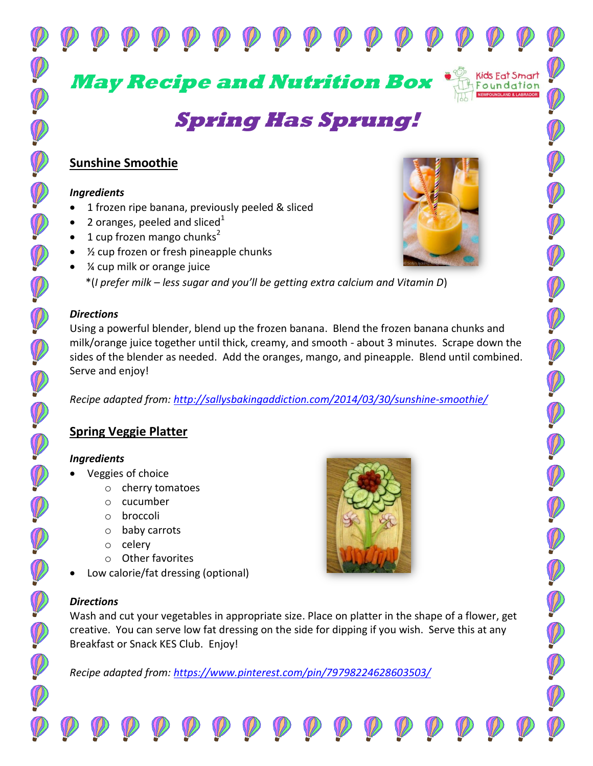# May Recipe and Nutrition Box

## Spring Has Sprung!

### Sunshine Smoothie

***Ingredients***

- 1 frozen ripe banana, previously peeled & sliced
- 2 oranges, peeled and sliced[1]
- 1 cup frozen mango chunks[2]
- ½ cup frozen or fresh pineapple chunks
- ¼ cup milk or orange juice

  *(*I prefer milk – less sugar and you'll be getting extra calcium and Vitamin D*)

***Directions***

Using a powerful blender, blend up the frozen banana. Blend the frozen banana chunks and milk/orange juice together until thick, creamy, and smooth - about 3 minutes. Scrape down the sides of the blender as needed. Add the oranges, mango, and pineapple. Blend until combined. Serve and enjoy!

*Recipe adapted from: http://sallysbakingaddiction.com/2014/03/30/sunshine-smoothie/*

### Spring Veggie Platter

***Ingredients***

- Veggies of choice
  - cherry tomatoes
  - cucumber
  - broccoli
  - baby carrots
  - celery
  - Other favorites
- Low calorie/fat dressing (optional)

***Directions***

Wash and cut your vegetables in appropriate size. Place on platter in the shape of a flower, get creative. You can serve low fat dressing on the side for dipping if you wish. Serve this at any Breakfast or Snack KES Club. Enjoy!

*Recipe adapted from: https://www.pinterest.com/pin/79798224628603503/*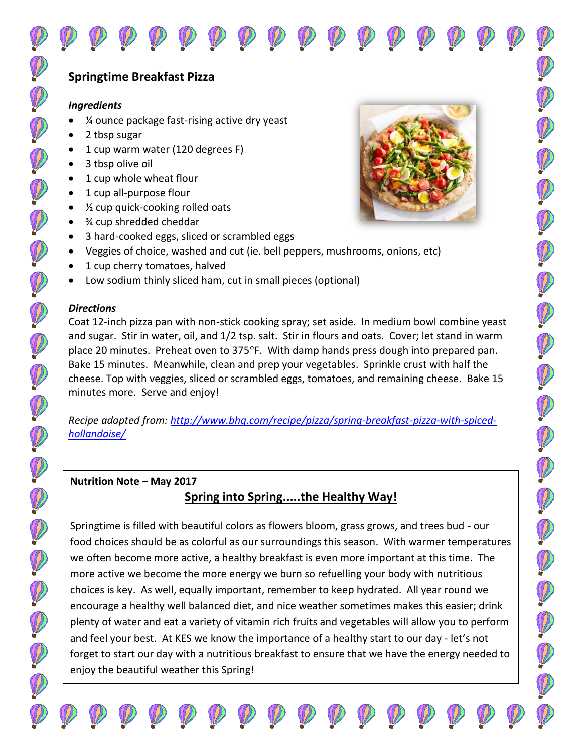## Springtime Breakfast Pizza

***Ingredients***

- ¼ ounce package fast-rising active dry yeast
- 2 tbsp sugar
- 1 cup warm water (120 degrees F)
- 3 tbsp olive oil
- 1 cup whole wheat flour
- 1 cup all-purpose flour
- ½ cup quick-cooking rolled oats
- ¾ cup shredded cheddar
- 3 hard-cooked eggs, sliced or scrambled eggs
- Veggies of choice, washed and cut (ie. bell peppers, mushrooms, onions, etc)
- 1 cup cherry tomatoes, halved
- Low sodium thinly sliced ham, cut in small pieces (optional)

***Directions***

Coat 12-inch pizza pan with non-stick cooking spray; set aside. In medium bowl combine yeast and sugar. Stir in water, oil, and 1/2 tsp. salt. Stir in flours and oats. Cover; let stand in warm place 20 minutes. Preheat oven to 375°F. With damp hands press dough into prepared pan. Bake 15 minutes. Meanwhile, clean and prep your vegetables. Sprinkle crust with half the cheese. Top with veggies, sliced or scrambled eggs, tomatoes, and remaining cheese. Bake 15 minutes more. Serve and enjoy!

*Recipe adapted from: [http://www.bhg.com/recipe/pizza/spring-breakfast-pizza-with-spiced-hollandaise/](http://www.bhg.com/recipe/pizza/spring-breakfast-pizza-with-spiced-hollandaise/)*

**Nutrition Note – May 2017**

### Spring into Spring.....the Healthy Way!

Springtime is filled with beautiful colors as flowers bloom, grass grows, and trees bud - our food choices should be as colorful as our surroundings this season. With warmer temperatures we often become more active, a healthy breakfast is even more important at this time. The more active we become the more energy we burn so refuelling your body with nutritious choices is key. As well, equally important, remember to keep hydrated. All year round we encourage a healthy well balanced diet, and nice weather sometimes makes this easier; drink plenty of water and eat a variety of vitamin rich fruits and vegetables will allow you to perform and feel your best. At KES we know the importance of a healthy start to our day - let's not forget to start our day with a nutritious breakfast to ensure that we have the energy needed to enjoy the beautiful weather this Spring!